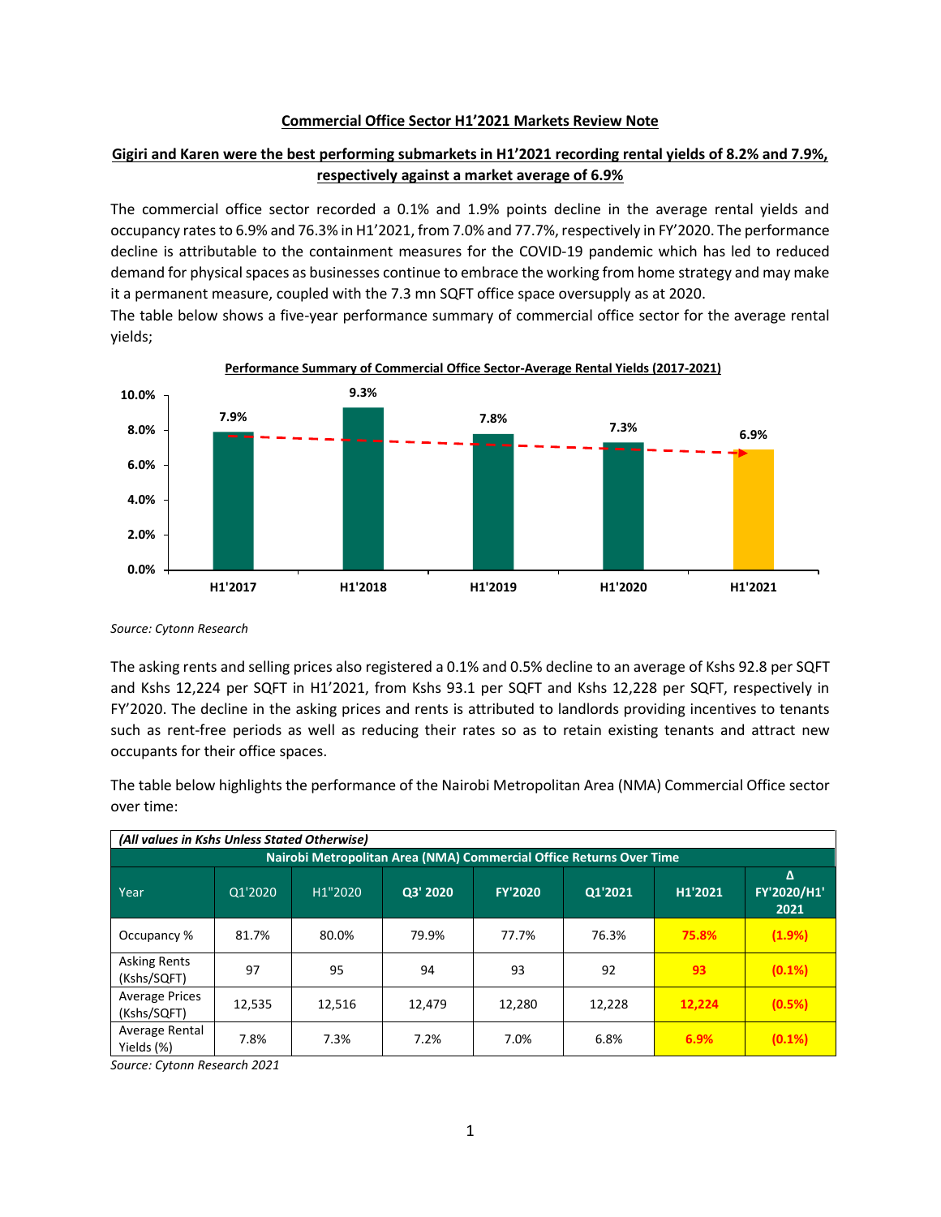**Commercial Office Sector H1'2021 Markets Review Note**

**Gigiri and Karen were the best performing submarkets in H1'2021 recording rental yields of 8.2% and 7.9%, respectively against a market average of 6.9%**

The commercial office sector recorded a 0.1% and 1.9% points decline in the average rental yields and occupancy rates to 6.9% and 76.3% in H1'2021, from 7.0% and 77.7%, respectively in FY'2020. The performance decline is attributable to the containment measures for the COVID-19 pandemic which has led to reduced demand for physical spaces as businesses continue to embrace the working from home strategy and may make it a permanent measure, coupled with the 7.3 mn SQFT office space oversupply as at 2020.

The table below shows a five-year performance summary of commercial office sector for the average rental yields;

**Performance Summary of Commercial Office Sector-Average Rental Yields (2017-2021)**

| Period | Average Rental Yield |
|---|---|
| H1'2017 | 7.9% |
| H1'2018 | 9.3% |
| H1'2019 | 7.8% |
| H1'2020 | 7.3% |
| H1'2021 | 6.9% |

*Source: Cytonn Research*

The asking rents and selling prices also registered a 0.1% and 0.5% decline to an average of Kshs 92.8 per SQFT and Kshs 12,224 per SQFT in H1'2021, from Kshs 93.1 per SQFT and Kshs 12,228 per SQFT, respectively in FY'2020. The decline in the asking prices and rents is attributed to landlords providing incentives to tenants such as rent-free periods as well as reducing their rates so as to retain existing tenants and attract new occupants for their office spaces.

The table below highlights the performance of the Nairobi Metropolitan Area (NMA) Commercial Office sector over time:

*(All values in Kshs Unless Stated Otherwise)*

**Nairobi Metropolitan Area (NMA) Commercial Office Returns Over Time**

| Year | Q1'2020 | H1"2020 | Q3' 2020 | FY'2020 | Q1'2021 | H1'2021 | Δ FY'2020/H1' 2021 |
|---|---|---|---|---|---|---|---|
| Occupancy % | 81.7% | 80.0% | 79.9% | 77.7% | 76.3% | 75.8% | (1.9%) |
| Asking Rents (Kshs/SQFT) | 97 | 95 | 94 | 93 | 92 | 93 | (0.1%) |
| Average Prices (Kshs/SQFT) | 12,535 | 12,516 | 12,479 | 12,280 | 12,228 | 12,224 | (0.5%) |
| Average Rental Yields (%) | 7.8% | 7.3% | 7.2% | 7.0% | 6.8% | 6.9% | (0.1%) |

*Source: Cytonn Research 2021*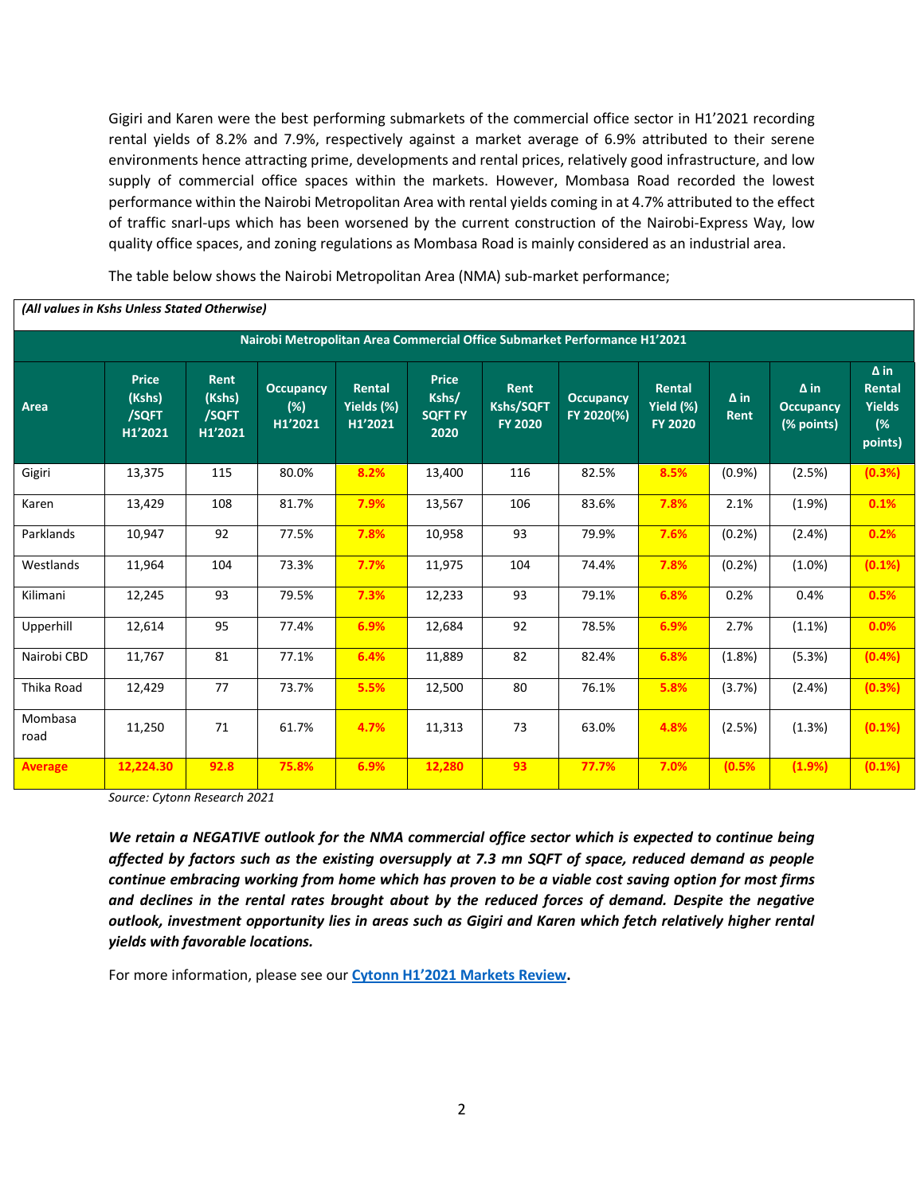Gigiri and Karen were the best performing submarkets of the commercial office sector in H1'2021 recording rental yields of 8.2% and 7.9%, respectively against a market average of 6.9% attributed to their serene environments hence attracting prime, developments and rental prices, relatively good infrastructure, and low supply of commercial office spaces within the markets. However, Mombasa Road recorded the lowest performance within the Nairobi Metropolitan Area with rental yields coming in at 4.7% attributed to the effect of traffic snarl-ups which has been worsened by the current construction of the Nairobi-Express Way, low quality office spaces, and zoning regulations as Mombasa Road is mainly considered as an industrial area.

The table below shows the Nairobi Metropolitan Area (NMA) sub-market performance;

*(All values in Kshs Unless Stated Otherwise)*

**Nairobi Metropolitan Area Commercial Office Submarket Performance H1'2021**

| Area | Price (Kshs) /SQFT H1'2021 | Rent (Kshs) /SQFT H1'2021 | Occupancy (%) H1'2021 | Rental Yields (%) H1'2021 | Price Kshs/ SQFT FY 2020 | Rent Kshs/SQFT FY 2020 | Occupancy FY 2020(%) | Rental Yield (%) FY 2020 | Δ in Rent | Δ in Occupancy (% points) | Δ in Rental Yields (% points) |
|---|---|---|---|---|---|---|---|---|---|---|---|
| Gigiri | 13,375 | 115 | 80.0% | 8.2% | 13,400 | 116 | 82.5% | 8.5% | (0.9%) | (2.5%) | (0.3%) |
| Karen | 13,429 | 108 | 81.7% | 7.9% | 13,567 | 106 | 83.6% | 7.8% | 2.1% | (1.9%) | 0.1% |
| Parklands | 10,947 | 92 | 77.5% | 7.8% | 10,958 | 93 | 79.9% | 7.6% | (0.2%) | (2.4%) | 0.2% |
| Westlands | 11,964 | 104 | 73.3% | 7.7% | 11,975 | 104 | 74.4% | 7.8% | (0.2%) | (1.0%) | (0.1%) |
| Kilimani | 12,245 | 93 | 79.5% | 7.3% | 12,233 | 93 | 79.1% | 6.8% | 0.2% | 0.4% | 0.5% |
| Upperhill | 12,614 | 95 | 77.4% | 6.9% | 12,684 | 92 | 78.5% | 6.9% | 2.7% | (1.1%) | 0.0% |
| Nairobi CBD | 11,767 | 81 | 77.1% | 6.4% | 11,889 | 82 | 82.4% | 6.8% | (1.8%) | (5.3%) | (0.4%) |
| Thika Road | 12,429 | 77 | 73.7% | 5.5% | 12,500 | 80 | 76.1% | 5.8% | (3.7%) | (2.4%) | (0.3%) |
| Mombasa road | 11,250 | 71 | 61.7% | 4.7% | 11,313 | 73 | 63.0% | 4.8% | (2.5%) | (1.3%) | (0.1%) |
| **Average** | **12,224.30** | **92.8** | **75.8%** | **6.9%** | **12,280** | **93** | **77.7%** | **7.0%** | **(0.5%** | **(1.9%)** | **(0.1%)** |

*Source: Cytonn Research 2021*

***We retain a NEGATIVE outlook for the NMA commercial office sector which is expected to continue being affected by factors such as the existing oversupply at 7.3 mn SQFT of space, reduced demand as people continue embracing working from home which has proven to be a viable cost saving option for most firms and declines in the rental rates brought about by the reduced forces of demand. Despite the negative outlook, investment opportunity lies in areas such as Gigiri and Karen which fetch relatively higher rental yields with favorable locations.***

For more information, please see our **Cytonn H1'2021 Markets Review**.